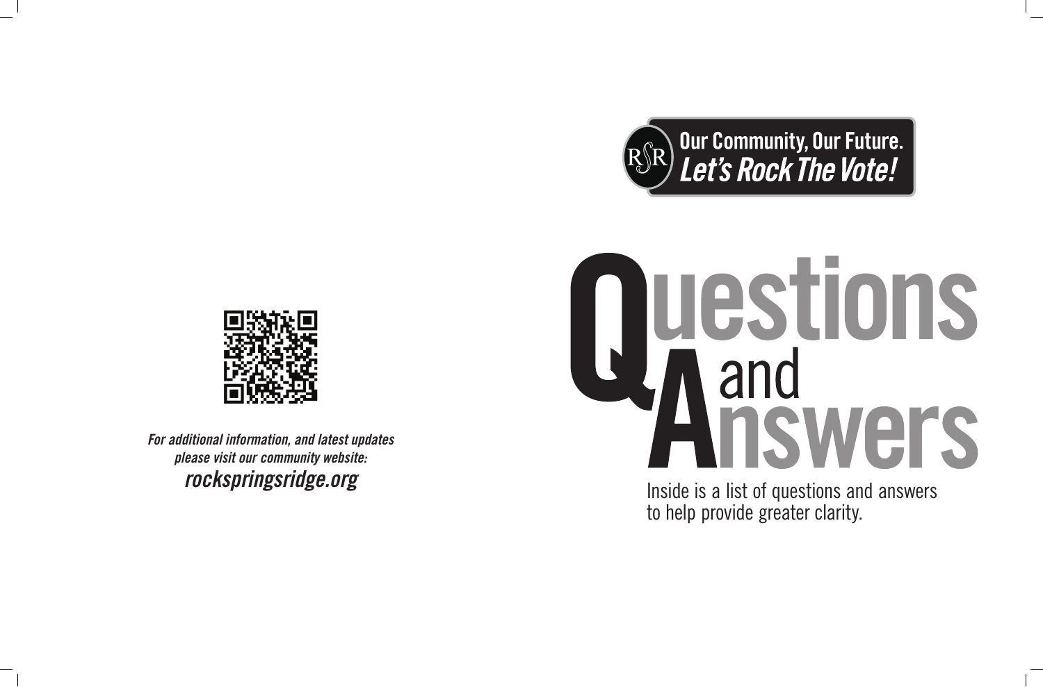*For additional information, and latest updates please visit our community website:*
***rockspringsridge.org***

RSR

**Our Community, Our Future.**
***Let's Rock The Vote!***

# Questions and Answers

Inside is a list of questions and answers to help provide greater clarity.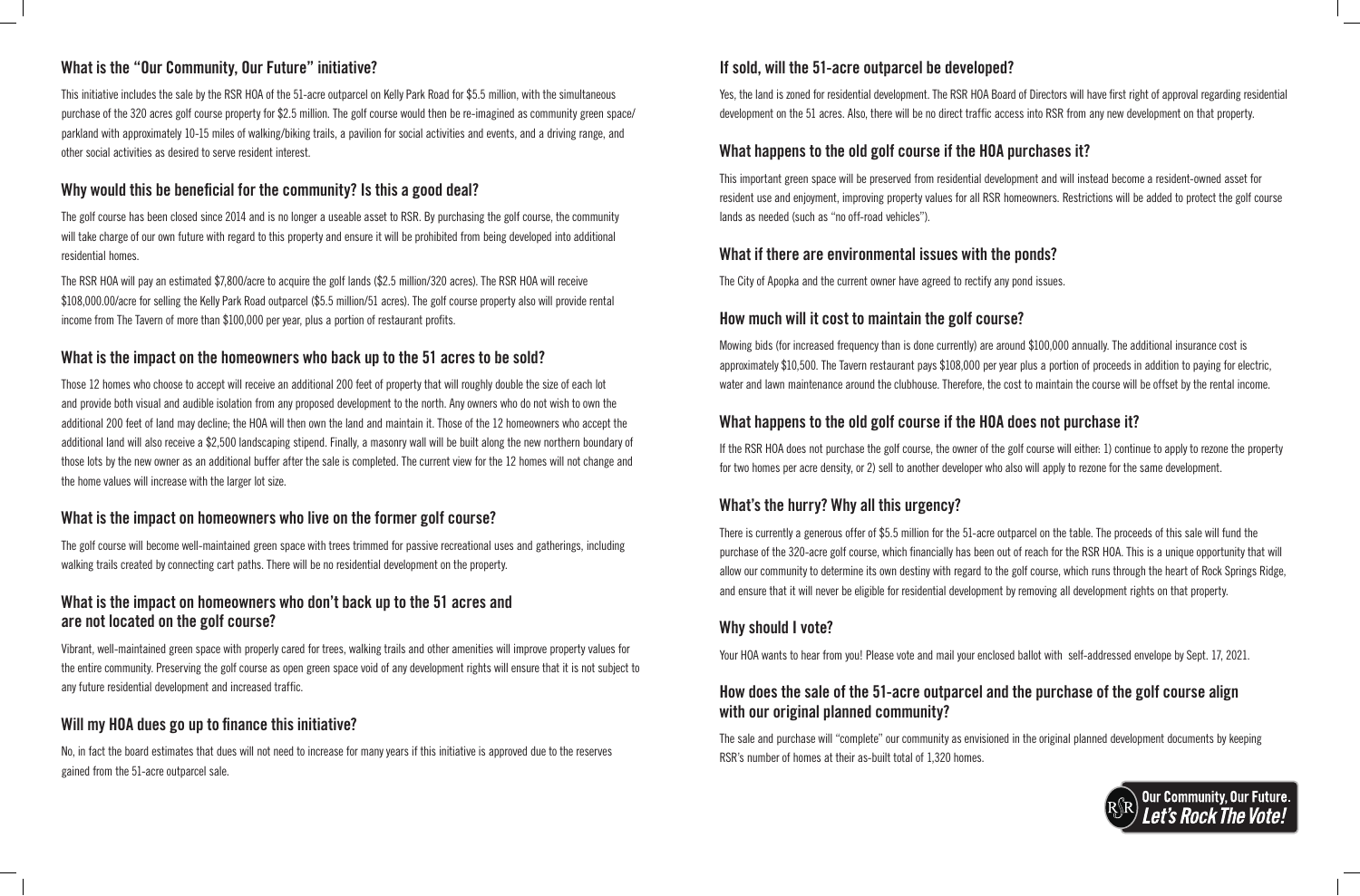## What is the "Our Community, Our Future" initiative?

This initiative includes the sale by the RSR HOA of the 51-acre outparcel on Kelly Park Road for $5.5 million, with the simultaneous purchase of the 320 acres golf course property for $2.5 million. The golf course would then be re-imagined as community green space/ parkland with approximately 10-15 miles of walking/biking trails, a pavilion for social activities and events, and a driving range, and other social activities as desired to serve resident interest.

## Why would this be beneficial for the community? Is this a good deal?

The golf course has been closed since 2014 and is no longer a useable asset to RSR. By purchasing the golf course, the community will take charge of our own future with regard to this property and ensure it will be prohibited from being developed into additional residential homes.

The RSR HOA will pay an estimated $7,800/acre to acquire the golf lands ($2.5 million/320 acres). The RSR HOA will receive $108,000.00/acre for selling the Kelly Park Road outparcel ($5.5 million/51 acres). The golf course property also will provide rental income from The Tavern of more than $100,000 per year, plus a portion of restaurant profits.

## What is the impact on the homeowners who back up to the 51 acres to be sold?

Those 12 homes who choose to accept will receive an additional 200 feet of property that will roughly double the size of each lot and provide both visual and audible isolation from any proposed development to the north. Any owners who do not wish to own the additional 200 feet of land may decline; the HOA will then own the land and maintain it. Those of the 12 homeowners who accept the additional land will also receive a $2,500 landscaping stipend. Finally, a masonry wall will be built along the new northern boundary of those lots by the new owner as an additional buffer after the sale is completed. The current view for the 12 homes will not change and the home values will increase with the larger lot size.

## What is the impact on homeowners who live on the former golf course?

The golf course will become well-maintained green space with trees trimmed for passive recreational uses and gatherings, including walking trails created by connecting cart paths. There will be no residential development on the property.

## What is the impact on homeowners who don't back up to the 51 acres and are not located on the golf course?

Vibrant, well-maintained green space with properly cared for trees, walking trails and other amenities will improve property values for the entire community. Preserving the golf course as open green space void of any development rights will ensure that it is not subject to any future residential development and increased traffic.

## Will my HOA dues go up to finance this initiative?

No, in fact the board estimates that dues will not need to increase for many years if this initiative is approved due to the reserves gained from the 51-acre outparcel sale.

## If sold, will the 51-acre outparcel be developed?

Yes, the land is zoned for residential development. The RSR HOA Board of Directors will have first right of approval regarding residential development on the 51 acres. Also, there will be no direct traffic access into RSR from any new development on that property.

## What happens to the old golf course if the HOA purchases it?

This important green space will be preserved from residential development and will instead become a resident-owned asset for resident use and enjoyment, improving property values for all RSR homeowners. Restrictions will be added to protect the golf course lands as needed (such as "no off-road vehicles").

## What if there are environmental issues with the ponds?

The City of Apopka and the current owner have agreed to rectify any pond issues.

## How much will it cost to maintain the golf course?

Mowing bids (for increased frequency than is done currently) are around $100,000 annually. The additional insurance cost is approximately $10,500. The Tavern restaurant pays $108,000 per year plus a portion of proceeds in addition to paying for electric, water and lawn maintenance around the clubhouse. Therefore, the cost to maintain the course will be offset by the rental income.

## What happens to the old golf course if the HOA does not purchase it?

If the RSR HOA does not purchase the golf course, the owner of the golf course will either: 1) continue to apply to rezone the property for two homes per acre density, or 2) sell to another developer who also will apply to rezone for the same development.

## What's the hurry? Why all this urgency?

There is currently a generous offer of $5.5 million for the 51-acre outparcel on the table. The proceeds of this sale will fund the purchase of the 320-acre golf course, which financially has been out of reach for the RSR HOA. This is a unique opportunity that will allow our community to determine its own destiny with regard to the golf course, which runs through the heart of Rock Springs Ridge, and ensure that it will never be eligible for residential development by removing all development rights on that property.

## Why should I vote?

Your HOA wants to hear from you! Please vote and mail your enclosed ballot with self-addressed envelope by Sept. 17, 2021.

## How does the sale of the 51-acre outparcel and the purchase of the golf course align with our original planned community?

The sale and purchase will "complete" our community as envisioned in the original planned development documents by keeping RSR's number of homes at their as-built total of 1,320 homes.

**Our Community, Our Future.**
***Let's Rock The Vote!***